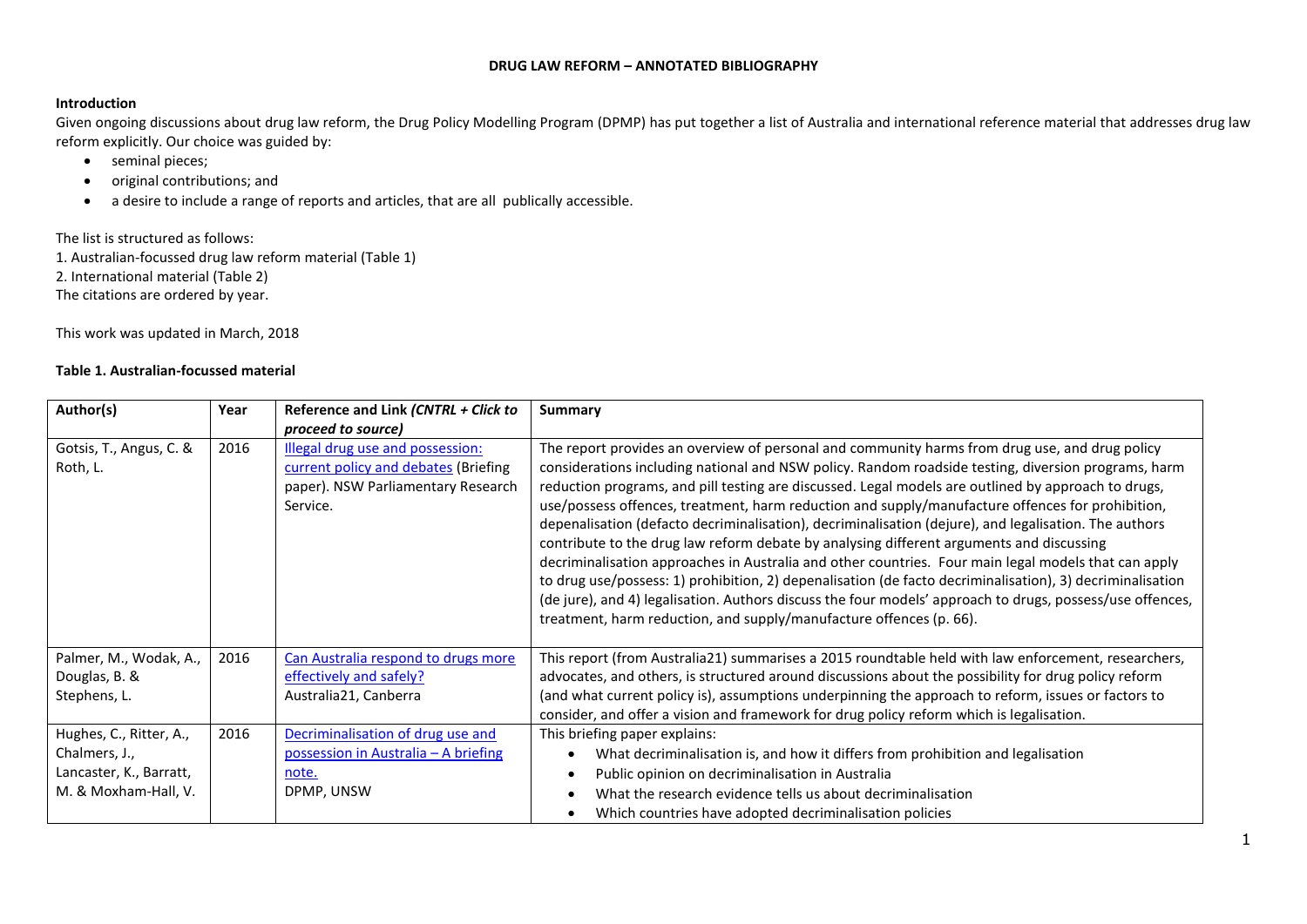**DRUG LAW REFORM – ANNOTATED BIBLIOGRAPHY**

**Introduction**

Given ongoing discussions about drug law reform, the Drug Policy Modelling Program (DPMP) has put together a list of Australia and international reference material that addresses drug law reform explicitly. Our choice was guided by:

- seminal pieces;
- original contributions; and
- a desire to include a range of reports and articles, that are all publically accessible.

The list is structured as follows:
1. Australian-focussed drug law reform material (Table 1)
2. International material (Table 2)
The citations are ordered by year.

This work was updated in March, 2018

**Table 1. Australian-focussed material**

| Author(s) | Year | Reference and Link *(CNTRL + Click to proceed to source)* | Summary |
|---|---|---|---|
| Gotsis, T., Angus, C. & Roth, L. | 2016 | Illegal drug use and possession: current policy and debates (Briefing paper). NSW Parliamentary Research Service. | The report provides an overview of personal and community harms from drug use, and drug policy considerations including national and NSW policy. Random roadside testing, diversion programs, harm reduction programs, and pill testing are discussed. Legal models are outlined by approach to drugs, use/possess offences, treatment, harm reduction and supply/manufacture offences for prohibition, depenalisation (defacto decriminalisation), decriminalisation (dejure), and legalisation. The authors contribute to the drug law reform debate by analysing different arguments and discussing decriminalisation approaches in Australia and other countries. Four main legal models that can apply to drug use/possess: 1) prohibition, 2) depenalisation (de facto decriminalisation), 3) decriminalisation (de jure), and 4) legalisation. Authors discuss the four models' approach to drugs, possess/use offences, treatment, harm reduction, and supply/manufacture offences (p. 66). |
| Palmer, M., Wodak, A., Douglas, B. & Stephens, L. | 2016 | Can Australia respond to drugs more effectively and safely? Australia21, Canberra | This report (from Australia21) summarises a 2015 roundtable held with law enforcement, researchers, advocates, and others, is structured around discussions about the possibility for drug policy reform (and what current policy is), assumptions underpinning the approach to reform, issues or factors to consider, and offer a vision and framework for drug policy reform which is legalisation. |
| Hughes, C., Ritter, A., Chalmers, J., Lancaster, K., Barratt, M. & Moxham-Hall, V. | 2016 | Decriminalisation of drug use and possession in Australia – A briefing note. DPMP, UNSW | This briefing paper explains:<br>• What decriminalisation is, and how it differs from prohibition and legalisation<br>• Public opinion on decriminalisation in Australia<br>• What the research evidence tells us about decriminalisation<br>• Which countries have adopted decriminalisation policies |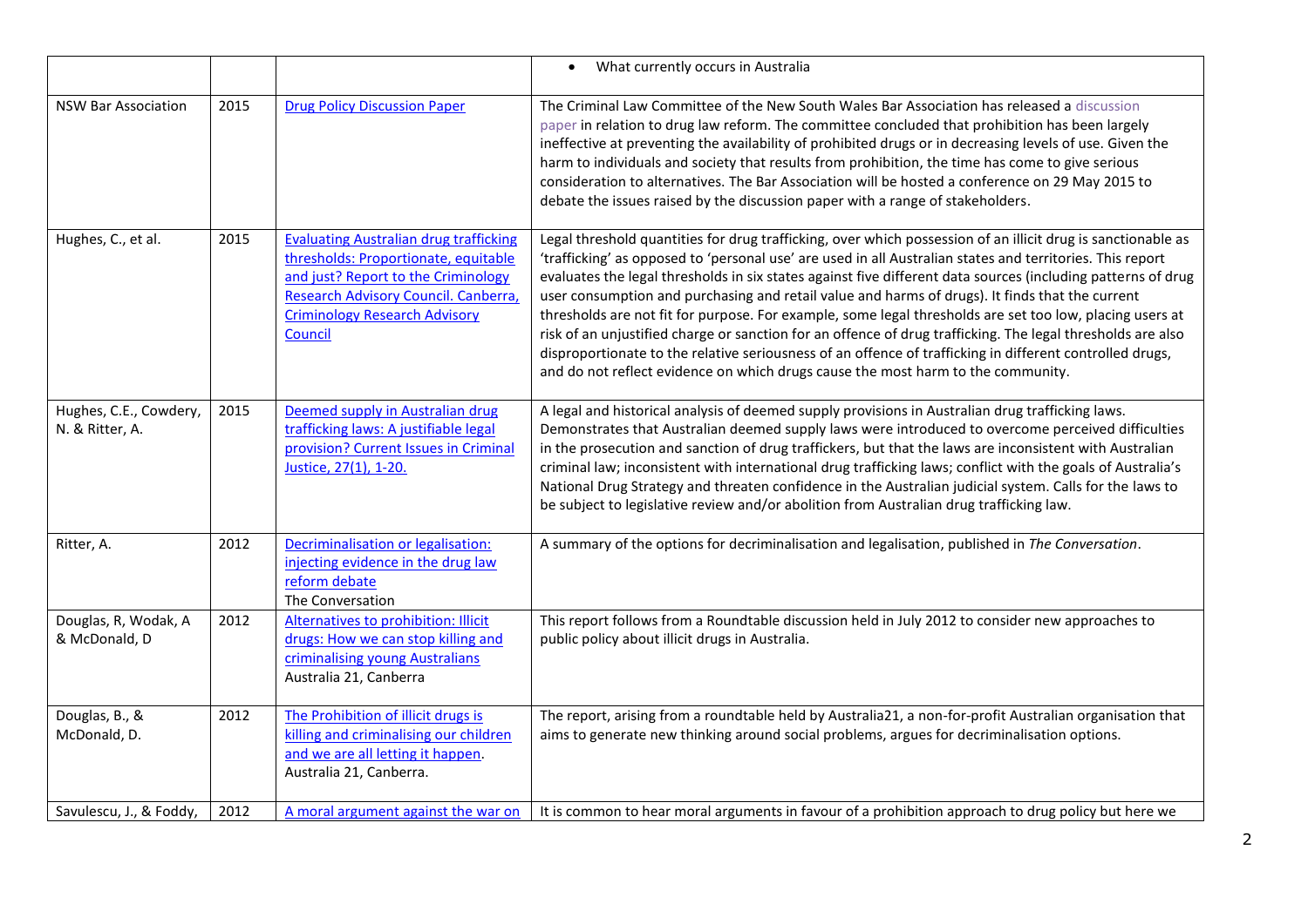| | | | |
|---|---|---|---|
| | | | • What currently occurs in Australia |
| NSW Bar Association | 2015 | Drug Policy Discussion Paper | The Criminal Law Committee of the New South Wales Bar Association has released a discussion paper in relation to drug law reform. The committee concluded that prohibition has been largely ineffective at preventing the availability of prohibited drugs or in decreasing levels of use. Given the harm to individuals and society that results from prohibition, the time has come to give serious consideration to alternatives. The Bar Association will be hosted a conference on 29 May 2015 to debate the issues raised by the discussion paper with a range of stakeholders. |
| Hughes, C., et al. | 2015 | Evaluating Australian drug trafficking thresholds: Proportionate, equitable and just? Report to the Criminology Research Advisory Council. Canberra, Criminology Research Advisory Council | Legal threshold quantities for drug trafficking, over which possession of an illicit drug is sanctionable as 'trafficking' as opposed to 'personal use' are used in all Australian states and territories. This report evaluates the legal thresholds in six states against five different data sources (including patterns of drug user consumption and purchasing and retail value and harms of drugs). It finds that the current thresholds are not fit for purpose. For example, some legal thresholds are set too low, placing users at risk of an unjustified charge or sanction for an offence of drug trafficking. The legal thresholds are also disproportionate to the relative seriousness of an offence of trafficking in different controlled drugs, and do not reflect evidence on which drugs cause the most harm to the community. |
| Hughes, C.E., Cowdery, N. & Ritter, A. | 2015 | Deemed supply in Australian drug trafficking laws: A justifiable legal provision? Current Issues in Criminal Justice, 27(1), 1-20. | A legal and historical analysis of deemed supply provisions in Australian drug trafficking laws. Demonstrates that Australian deemed supply laws were introduced to overcome perceived difficulties in the prosecution and sanction of drug traffickers, but that the laws are inconsistent with Australian criminal law; inconsistent with international drug trafficking laws; conflict with the goals of Australia's National Drug Strategy and threaten confidence in the Australian judicial system. Calls for the laws to be subject to legislative review and/or abolition from Australian drug trafficking law. |
| Ritter, A. | 2012 | Decriminalisation or legalisation: injecting evidence in the drug law reform debate The Conversation | A summary of the options for decriminalisation and legalisation, published in *The Conversation*. |
| Douglas, R, Wodak, A & McDonald, D | 2012 | Alternatives to prohibition: Illicit drugs: How we can stop killing and criminalising young Australians Australia 21, Canberra | This report follows from a Roundtable discussion held in July 2012 to consider new approaches to public policy about illicit drugs in Australia. |
| Douglas, B., & McDonald, D. | 2012 | The Prohibition of illicit drugs is killing and criminalising our children and we are all letting it happen. Australia 21, Canberra. | The report, arising from a roundtable held by Australia21, a non-for-profit Australian organisation that aims to generate new thinking around social problems, argues for decriminalisation options. |
| Savulescu, J., & Foddy, | 2012 | A moral argument against the war on | It is common to hear moral arguments in favour of a prohibition approach to drug policy but here we |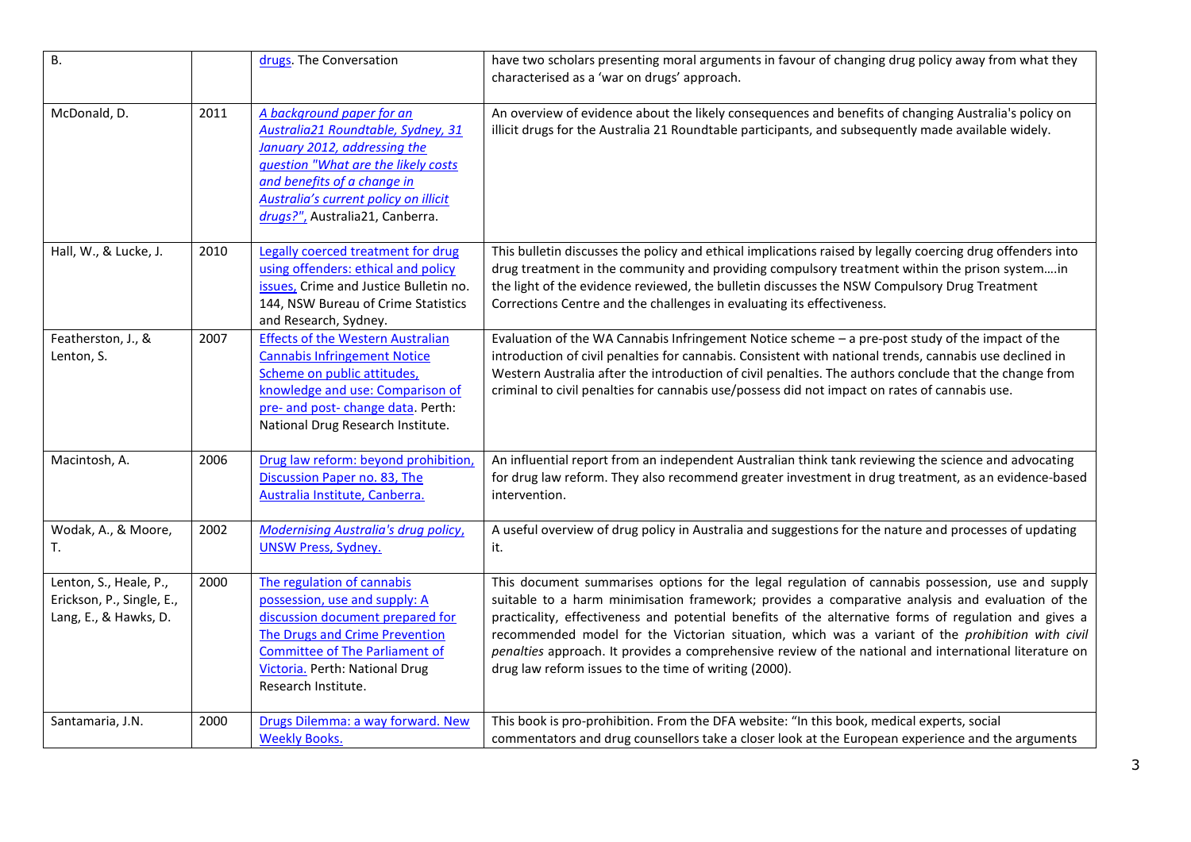| | | | |
|---|---|---|---|
| B. | | drugs. The Conversation | have two scholars presenting moral arguments in favour of changing drug policy away from what they characterised as a 'war on drugs' approach. |
| McDonald, D. | 2011 | *A background paper for an Australia21 Roundtable, Sydney, 31 January 2012, addressing the question "What are the likely costs and benefits of a change in Australia's current policy on illicit drugs?"*, Australia21, Canberra. | An overview of evidence about the likely consequences and benefits of changing Australia's policy on illicit drugs for the Australia 21 Roundtable participants, and subsequently made available widely. |
| Hall, W., & Lucke, J. | 2010 | Legally coerced treatment for drug using offenders: ethical and policy issues, Crime and Justice Bulletin no. 144, NSW Bureau of Crime Statistics and Research, Sydney. | This bulletin discusses the policy and ethical implications raised by legally coercing drug offenders into drug treatment in the community and providing compulsory treatment within the prison system….in the light of the evidence reviewed, the bulletin discusses the NSW Compulsory Drug Treatment Corrections Centre and the challenges in evaluating its effectiveness. |
| Featherston, J., & Lenton, S. | 2007 | Effects of the Western Australian Cannabis Infringement Notice Scheme on public attitudes, knowledge and use: Comparison of pre- and post- change data. Perth: National Drug Research Institute. | Evaluation of the WA Cannabis Infringement Notice scheme – a pre-post study of the impact of the introduction of civil penalties for cannabis. Consistent with national trends, cannabis use declined in Western Australia after the introduction of civil penalties. The authors conclude that the change from criminal to civil penalties for cannabis use/possess did not impact on rates of cannabis use. |
| Macintosh, A. | 2006 | Drug law reform: beyond prohibition, Discussion Paper no. 83, The Australia Institute, Canberra. | An influential report from an independent Australian think tank reviewing the science and advocating for drug law reform. They also recommend greater investment in drug treatment, as an evidence-based intervention. |
| Wodak, A., & Moore, T. | 2002 | *Modernising Australia's drug policy*, UNSW Press, Sydney. | A useful overview of drug policy in Australia and suggestions for the nature and processes of updating it. |
| Lenton, S., Heale, P., Erickson, P., Single, E., Lang, E., & Hawks, D. | 2000 | The regulation of cannabis possession, use and supply: A discussion document prepared for The Drugs and Crime Prevention Committee of The Parliament of Victoria. Perth: National Drug Research Institute. | This document summarises options for the legal regulation of cannabis possession, use and supply suitable to a harm minimisation framework; provides a comparative analysis and evaluation of the practicality, effectiveness and potential benefits of the alternative forms of regulation and gives a recommended model for the Victorian situation, which was a variant of the *prohibition with civil penalties* approach. It provides a comprehensive review of the national and international literature on drug law reform issues to the time of writing (2000). |
| Santamaria, J.N. | 2000 | Drugs Dilemma: a way forward. New Weekly Books. | This book is pro-prohibition. From the DFA website: "In this book, medical experts, social commentators and drug counsellors take a closer look at the European experience and the arguments |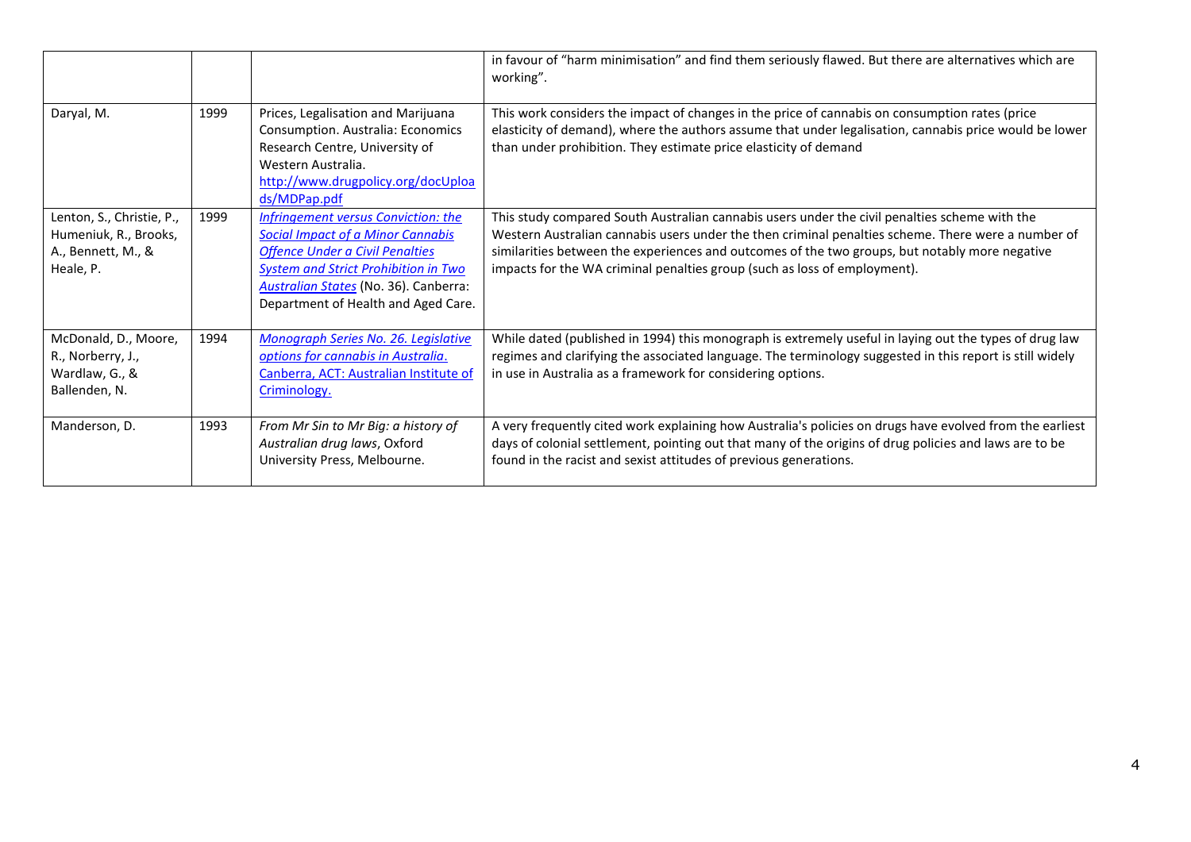| | | | |
|---|---|---|---|
| | | | in favour of "harm minimisation" and find them seriously flawed. But there are alternatives which are working". |
| Daryal, M. | 1999 | Prices, Legalisation and Marijuana Consumption. Australia: Economics Research Centre, University of Western Australia. http://www.drugpolicy.org/docUploads/MDPap.pdf | This work considers the impact of changes in the price of cannabis on consumption rates (price elasticity of demand), where the authors assume that under legalisation, cannabis price would be lower than under prohibition. They estimate price elasticity of demand |
| Lenton, S., Christie, P., Humeniuk, R., Brooks, A., Bennett, M., & Heale, P. | 1999 | *Infringement versus Conviction: the Social Impact of a Minor Cannabis Offence Under a Civil Penalties System and Strict Prohibition in Two Australian States* (No. 36). Canberra: Department of Health and Aged Care. | This study compared South Australian cannabis users under the civil penalties scheme with the Western Australian cannabis users under the then criminal penalties scheme. There were a number of similarities between the experiences and outcomes of the two groups, but notably more negative impacts for the WA criminal penalties group (such as loss of employment). |
| McDonald, D., Moore, R., Norberry, J., Wardlaw, G., & Ballenden, N. | 1994 | *Monograph Series No. 26. Legislative options for cannabis in Australia*. Canberra, ACT: Australian Institute of Criminology. | While dated (published in 1994) this monograph is extremely useful in laying out the types of drug law regimes and clarifying the associated language. The terminology suggested in this report is still widely in use in Australia as a framework for considering options. |
| Manderson, D. | 1993 | *From Mr Sin to Mr Big: a history of Australian drug laws*, Oxford University Press, Melbourne. | A very frequently cited work explaining how Australia's policies on drugs have evolved from the earliest days of colonial settlement, pointing out that many of the origins of drug policies and laws are to be found in the racist and sexist attitudes of previous generations. |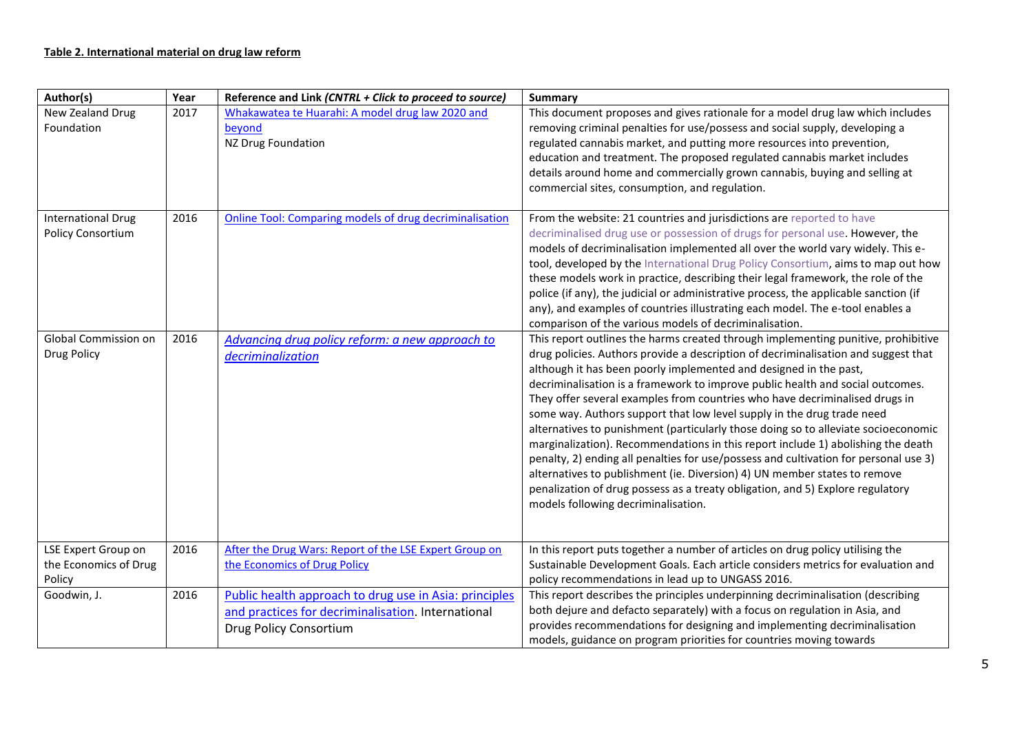**Table 2. International material on drug law reform**

| Author(s) | Year | Reference and Link *(CNTRL + Click to proceed to source)* | Summary |
|---|---|---|---|
| New Zealand Drug Foundation | 2017 | Whakawatea te Huarahi: A model drug law 2020 and beyond<br>NZ Drug Foundation | This document proposes and gives rationale for a model drug law which includes removing criminal penalties for use/possess and social supply, developing a regulated cannabis market, and putting more resources into prevention, education and treatment. The proposed regulated cannabis market includes details around home and commercially grown cannabis, buying and selling at commercial sites, consumption, and regulation. |
| International Drug Policy Consortium | 2016 | Online Tool: Comparing models of drug decriminalisation | From the website: 21 countries and jurisdictions are reported to have decriminalised drug use or possession of drugs for personal use. However, the models of decriminalisation implemented all over the world vary widely. This e-tool, developed by the International Drug Policy Consortium, aims to map out how these models work in practice, describing their legal framework, the role of the police (if any), the judicial or administrative process, the applicable sanction (if any), and examples of countries illustrating each model. The e-tool enables a comparison of the various models of decriminalisation. |
| Global Commission on Drug Policy | 2016 | *Advancing drug policy reform: a new approach to decriminalization* | This report outlines the harms created through implementing punitive, prohibitive drug policies. Authors provide a description of decriminalisation and suggest that although it has been poorly implemented and designed in the past, decriminalisation is a framework to improve public health and social outcomes. They offer several examples from countries who have decriminalised drugs in some way. Authors support that low level supply in the drug trade need alternatives to punishment (particularly those doing so to alleviate socioeconomic marginalization). Recommendations in this report include 1) abolishing the death penalty, 2) ending all penalties for use/possess and cultivation for personal use 3) alternatives to publishment (ie. Diversion) 4) UN member states to remove penalization of drug possess as a treaty obligation, and 5) Explore regulatory models following decriminalisation. |
| LSE Expert Group on the Economics of Drug Policy | 2016 | After the Drug Wars: Report of the LSE Expert Group on the Economics of Drug Policy | In this report puts together a number of articles on drug policy utilising the Sustainable Development Goals. Each article considers metrics for evaluation and policy recommendations in lead up to UNGASS 2016. |
| Goodwin, J. | 2016 | Public health approach to drug use in Asia: principles and practices for decriminalisation. International Drug Policy Consortium | This report describes the principles underpinning decriminalisation (describing both dejure and defacto separately) with a focus on regulation in Asia, and provides recommendations for designing and implementing decriminalisation models, guidance on program priorities for countries moving towards |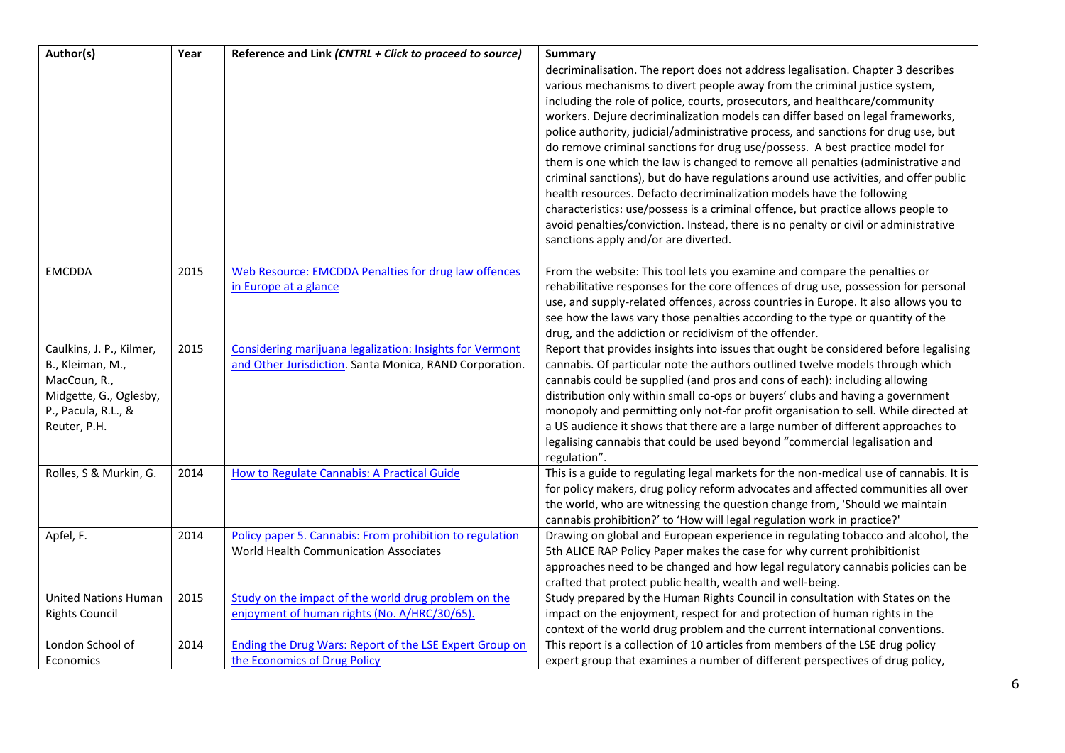| Author(s) | Year | Reference and Link *(CNTRL + Click to proceed to source)* | Summary |
|---|---|---|---|
| | | | decriminalisation. The report does not address legalisation. Chapter 3 describes various mechanisms to divert people away from the criminal justice system, including the role of police, courts, prosecutors, and healthcare/community workers. Dejure decriminalization models can differ based on legal frameworks, police authority, judicial/administrative process, and sanctions for drug use, but do remove criminal sanctions for drug use/possess. A best practice model for them is one which the law is changed to remove all penalties (administrative and criminal sanctions), but do have regulations around use activities, and offer public health resources. Defacto decriminalization models have the following characteristics: use/possess is a criminal offence, but practice allows people to avoid penalties/conviction. Instead, there is no penalty or civil or administrative sanctions apply and/or are diverted. |
| EMCDDA | 2015 | Web Resource: EMCDDA Penalties for drug law offences in Europe at a glance | From the website: This tool lets you examine and compare the penalties or rehabilitative responses for the core offences of drug use, possession for personal use, and supply-related offences, across countries in Europe. It also allows you to see how the laws vary those penalties according to the type or quantity of the drug, and the addiction or recidivism of the offender. |
| Caulkins, J. P., Kilmer, B., Kleiman, M., MacCoun, R., Midgette, G., Oglesby, P., Pacula, R.L., & Reuter, P.H. | 2015 | Considering marijuana legalization: Insights for Vermont and Other Jurisdiction. Santa Monica, RAND Corporation. | Report that provides insights into issues that ought be considered before legalising cannabis. Of particular note the authors outlined twelve models through which cannabis could be supplied (and pros and cons of each): including allowing distribution only within small co-ops or buyers' clubs and having a government monopoly and permitting only not-for profit organisation to sell. While directed at a US audience it shows that there are a large number of different approaches to legalising cannabis that could be used beyond "commercial legalisation and regulation". |
| Rolles, S & Murkin, G. | 2014 | How to Regulate Cannabis: A Practical Guide | This is a guide to regulating legal markets for the non-medical use of cannabis. It is for policy makers, drug policy reform advocates and affected communities all over the world, who are witnessing the question change from, 'Should we maintain cannabis prohibition?' to 'How will legal regulation work in practice?' |
| Apfel, F. | 2014 | Policy paper 5. Cannabis: From prohibition to regulation World Health Communication Associates | Drawing on global and European experience in regulating tobacco and alcohol, the 5th ALICE RAP Policy Paper makes the case for why current prohibitionist approaches need to be changed and how legal regulatory cannabis policies can be crafted that protect public health, wealth and well-being. |
| United Nations Human Rights Council | 2015 | Study on the impact of the world drug problem on the enjoyment of human rights (No. A/HRC/30/65). | Study prepared by the Human Rights Council in consultation with States on the impact on the enjoyment, respect for and protection of human rights in the context of the world drug problem and the current international conventions. |
| London School of Economics | 2014 | Ending the Drug Wars: Report of the LSE Expert Group on the Economics of Drug Policy | This report is a collection of 10 articles from members of the LSE drug policy expert group that examines a number of different perspectives of drug policy, |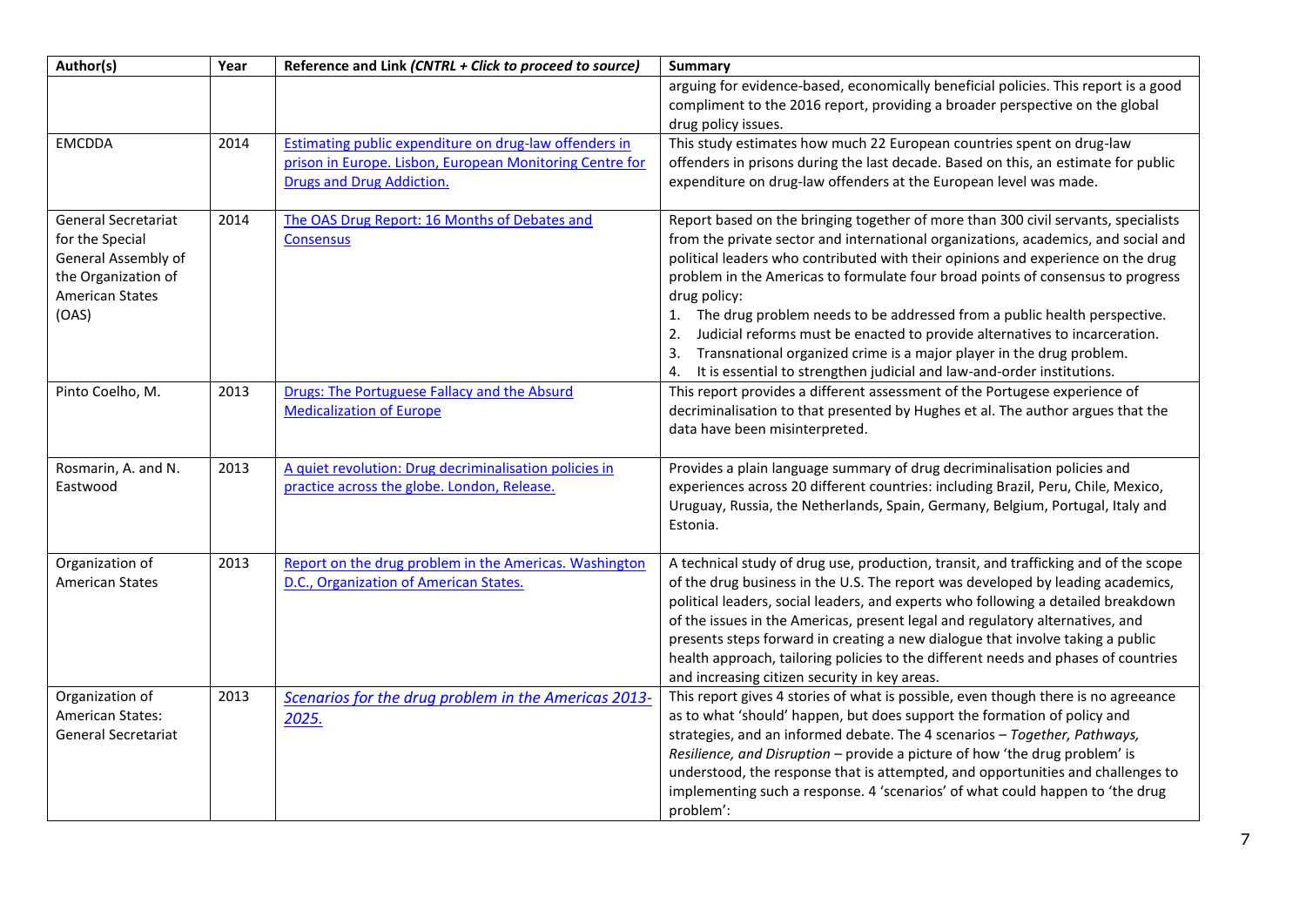| Author(s) | Year | Reference and Link *(CNTRL + Click to proceed to source)* | Summary |
|---|---|---|---|
| | | | arguing for evidence-based, economically beneficial policies. This report is a good compliment to the 2016 report, providing a broader perspective on the global drug policy issues. |
| EMCDDA | 2014 | Estimating public expenditure on drug-law offenders in prison in Europe. Lisbon, European Monitoring Centre for Drugs and Drug Addiction. | This study estimates how much 22 European countries spent on drug-law offenders in prisons during the last decade. Based on this, an estimate for public expenditure on drug-law offenders at the European level was made. |
| General Secretariat for the Special General Assembly of the Organization of American States (OAS) | 2014 | The OAS Drug Report: 16 Months of Debates and Consensus | Report based on the bringing together of more than 300 civil servants, specialists from the private sector and international organizations, academics, and social and political leaders who contributed with their opinions and experience on the drug problem in the Americas to formulate four broad points of consensus to progress drug policy:<br>1. The drug problem needs to be addressed from a public health perspective.<br>2. Judicial reforms must be enacted to provide alternatives to incarceration.<br>3. Transnational organized crime is a major player in the drug problem.<br>4. It is essential to strengthen judicial and law-and-order institutions. |
| Pinto Coelho, M. | 2013 | Drugs: The Portuguese Fallacy and the Absurd Medicalization of Europe | This report provides a different assessment of the Portugese experience of decriminalisation to that presented by Hughes et al. The author argues that the data have been misinterpreted. |
| Rosmarin, A. and N. Eastwood | 2013 | A quiet revolution: Drug decriminalisation policies in practice across the globe. London, Release. | Provides a plain language summary of drug decriminalisation policies and experiences across 20 different countries: including Brazil, Peru, Chile, Mexico, Uruguay, Russia, the Netherlands, Spain, Germany, Belgium, Portugal, Italy and Estonia. |
| Organization of American States | 2013 | Report on the drug problem in the Americas. Washington D.C., Organization of American States. | A technical study of drug use, production, transit, and trafficking and of the scope of the drug business in the U.S. The report was developed by leading academics, political leaders, social leaders, and experts who following a detailed breakdown of the issues in the Americas, present legal and regulatory alternatives, and presents steps forward in creating a new dialogue that involve taking a public health approach, tailoring policies to the different needs and phases of countries and increasing citizen security in key areas. |
| Organization of American States: General Secretariat | 2013 | *Scenarios for the drug problem in the Americas 2013-2025.* | This report gives 4 stories of what is possible, even though there is no agreeance as to what 'should' happen, but does support the formation of policy and strategies, and an informed debate. The 4 scenarios – *Together, Pathways, Resilience, and Disruption* – provide a picture of how 'the drug problem' is understood, the response that is attempted, and opportunities and challenges to implementing such a response. 4 'scenarios' of what could happen to 'the drug problem': |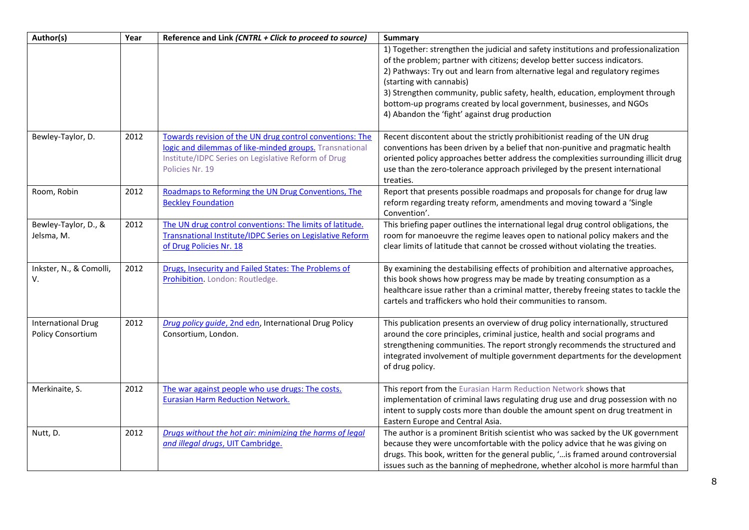| Author(s) | Year | Reference and Link *(CNTRL + Click to proceed to source)* | Summary |
|---|---|---|---|
| | | | 1) Together: strengthen the judicial and safety institutions and professionalization of the problem; partner with citizens; develop better success indicators. 2) Pathways: Try out and learn from alternative legal and regulatory regimes (starting with cannabis) 3) Strengthen community, public safety, health, education, employment through bottom-up programs created by local government, businesses, and NGOs 4) Abandon the 'fight' against drug production |
| Bewley-Taylor, D. | 2012 | Towards revision of the UN drug control conventions: The logic and dilemmas of like-minded groups. Transnational Institute/IDPC Series on Legislative Reform of Drug Policies Nr. 19 | Recent discontent about the strictly prohibitionist reading of the UN drug conventions has been driven by a belief that non-punitive and pragmatic health oriented policy approaches better address the complexities surrounding illicit drug use than the zero-tolerance approach privileged by the present international treaties. |
| Room, Robin | 2012 | Roadmaps to Reforming the UN Drug Conventions, The Beckley Foundation | Report that presents possible roadmaps and proposals for change for drug law reform regarding treaty reform, amendments and moving toward a 'Single Convention'. |
| Bewley-Taylor, D., & Jelsma, M. | 2012 | The UN drug control conventions: The limits of latitude. Transnational Institute/IDPC Series on Legislative Reform of Drug Policies Nr. 18 | This briefing paper outlines the international legal drug control obligations, the room for manoeuvre the regime leaves open to national policy makers and the clear limits of latitude that cannot be crossed without violating the treaties. |
| Inkster, N., & Comolli, V. | 2012 | Drugs, Insecurity and Failed States: The Problems of Prohibition. London: Routledge. | By examining the destabilising effects of prohibition and alternative approaches, this book shows how progress may be made by treating consumption as a healthcare issue rather than a criminal matter, thereby freeing states to tackle the cartels and traffickers who hold their communities to ransom. |
| International Drug Policy Consortium | 2012 | *Drug policy guide*, 2nd edn, International Drug Policy Consortium, London. | This publication presents an overview of drug policy internationally, structured around the core principles, criminal justice, health and social programs and strengthening communities. The report strongly recommends the structured and integrated involvement of multiple government departments for the development of drug policy. |
| Merkinaite, S. | 2012 | The war against people who use drugs: The costs. Eurasian Harm Reduction Network. | This report from the Eurasian Harm Reduction Network shows that implementation of criminal laws regulating drug use and drug possession with no intent to supply costs more than double the amount spent on drug treatment in Eastern Europe and Central Asia. |
| Nutt, D. | 2012 | *Drugs without the hot air: minimizing the harms of legal and illegal drugs*, UIT Cambridge. | The author is a prominent British scientist who was sacked by the UK government because they were uncomfortable with the policy advice that he was giving on drugs. This book, written for the general public, '…is framed around controversial issues such as the banning of mephedrone, whether alcohol is more harmful than |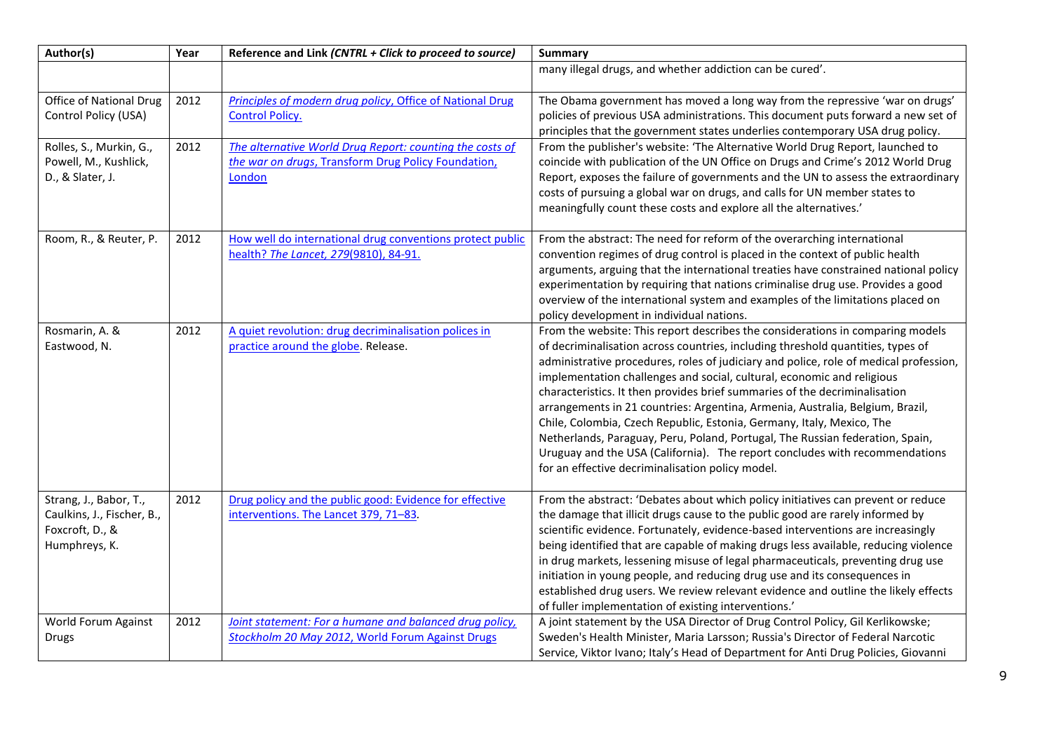| Author(s) | Year | Reference and Link *(CNTRL + Click to proceed to source)* | Summary |
|---|---|---|---|
| | | | many illegal drugs, and whether addiction can be cured'. |
| Office of National Drug Control Policy (USA) | 2012 | *Principles of modern drug policy*, Office of National Drug Control Policy. | The Obama government has moved a long way from the repressive 'war on drugs' policies of previous USA administrations. This document puts forward a new set of principles that the government states underlies contemporary USA drug policy. |
| Rolles, S., Murkin, G., Powell, M., Kushlick, D., & Slater, J. | 2012 | *The alternative World Drug Report: counting the costs of the war on drugs*, Transform Drug Policy Foundation, London | From the publisher's website: 'The Alternative World Drug Report, launched to coincide with publication of the UN Office on Drugs and Crime's 2012 World Drug Report, exposes the failure of governments and the UN to assess the extraordinary costs of pursuing a global war on drugs, and calls for UN member states to meaningfully count these costs and explore all the alternatives.' |
| Room, R., & Reuter, P. | 2012 | How well do international drug conventions protect public health? *The Lancet, 279*(9810), 84-91. | From the abstract: The need for reform of the overarching international convention regimes of drug control is placed in the context of public health arguments, arguing that the international treaties have constrained national policy experimentation by requiring that nations criminalise drug use. Provides a good overview of the international system and examples of the limitations placed on policy development in individual nations. |
| Rosmarin, A. & Eastwood, N. | 2012 | A quiet revolution: drug decriminalisation polices in practice around the globe. Release. | From the website: This report describes the considerations in comparing models of decriminalisation across countries, including threshold quantities, types of administrative procedures, roles of judiciary and police, role of medical profession, implementation challenges and social, cultural, economic and religious characteristics. It then provides brief summaries of the decriminalisation arrangements in 21 countries: Argentina, Armenia, Australia, Belgium, Brazil, Chile, Colombia, Czech Republic, Estonia, Germany, Italy, Mexico, The Netherlands, Paraguay, Peru, Poland, Portugal, The Russian federation, Spain, Uruguay and the USA (California). The report concludes with recommendations for an effective decriminalisation policy model. |
| Strang, J., Babor, T., Caulkins, J., Fischer, B., Foxcroft, D., & Humphreys, K. | 2012 | Drug policy and the public good: Evidence for effective interventions. The Lancet 379, 71–83. | From the abstract: 'Debates about which policy initiatives can prevent or reduce the damage that illicit drugs cause to the public good are rarely informed by scientific evidence. Fortunately, evidence-based interventions are increasingly being identified that are capable of making drugs less available, reducing violence in drug markets, lessening misuse of legal pharmaceuticals, preventing drug use initiation in young people, and reducing drug use and its consequences in established drug users. We review relevant evidence and outline the likely effects of fuller implementation of existing interventions.' |
| World Forum Against Drugs | 2012 | *Joint statement: For a humane and balanced drug policy, Stockholm 20 May 2012*, World Forum Against Drugs | A joint statement by the USA Director of Drug Control Policy, Gil Kerlikowske; Sweden's Health Minister, Maria Larsson; Russia's Director of Federal Narcotic Service, Viktor Ivano; Italy's Head of Department for Anti Drug Policies, Giovanni |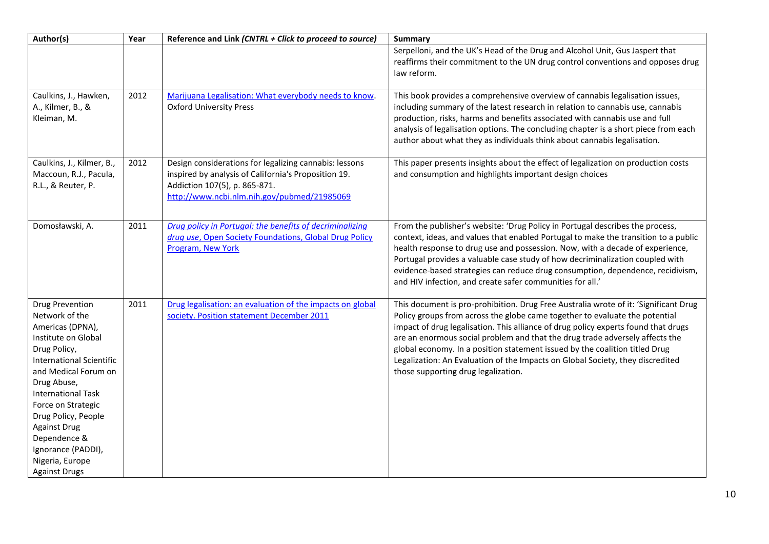| Author(s) | Year | Reference and Link *(CNTRL + Click to proceed to source)* | Summary |
|---|---|---|---|
| | | | Serpelloni, and the UK's Head of the Drug and Alcohol Unit, Gus Jaspert that reaffirms their commitment to the UN drug control conventions and opposes drug law reform. |
| Caulkins, J., Hawken, A., Kilmer, B., & Kleiman, M. | 2012 | Marijuana Legalisation: What everybody needs to know. Oxford University Press | This book provides a comprehensive overview of cannabis legalisation issues, including summary of the latest research in relation to cannabis use, cannabis production, risks, harms and benefits associated with cannabis use and full analysis of legalisation options. The concluding chapter is a short piece from each author about what they as individuals think about cannabis legalisation. |
| Caulkins, J., Kilmer, B., Maccoun, R.J., Pacula, R.L., & Reuter, P. | 2012 | Design considerations for legalizing cannabis: lessons inspired by analysis of California's Proposition 19. Addiction 107(5), p. 865-871. http://www.ncbi.nlm.nih.gov/pubmed/21985069 | This paper presents insights about the effect of legalization on production costs and consumption and highlights important design choices |
| Domosławski, A. | 2011 | *Drug policy in Portugal: the benefits of decriminalizing drug use*, Open Society Foundations, Global Drug Policy Program, New York | From the publisher's website: 'Drug Policy in Portugal describes the process, context, ideas, and values that enabled Portugal to make the transition to a public health response to drug use and possession. Now, with a decade of experience, Portugal provides a valuable case study of how decriminalization coupled with evidence-based strategies can reduce drug consumption, dependence, recidivism, and HIV infection, and create safer communities for all.' |
| Drug Prevention Network of the Americas (DPNA), Institute on Global Drug Policy, International Scientific and Medical Forum on Drug Abuse, International Task Force on Strategic Drug Policy, People Against Drug Dependence & Ignorance (PADDI), Nigeria, Europe Against Drugs | 2011 | Drug legalisation: an evaluation of the impacts on global society. Position statement December 2011 | This document is pro-prohibition. Drug Free Australia wrote of it: 'Significant Drug Policy groups from across the globe came together to evaluate the potential impact of drug legalisation. This alliance of drug policy experts found that drugs are an enormous social problem and that the drug trade adversely affects the global economy. In a position statement issued by the coalition titled Drug Legalization: An Evaluation of the Impacts on Global Society, they discredited those supporting drug legalization. |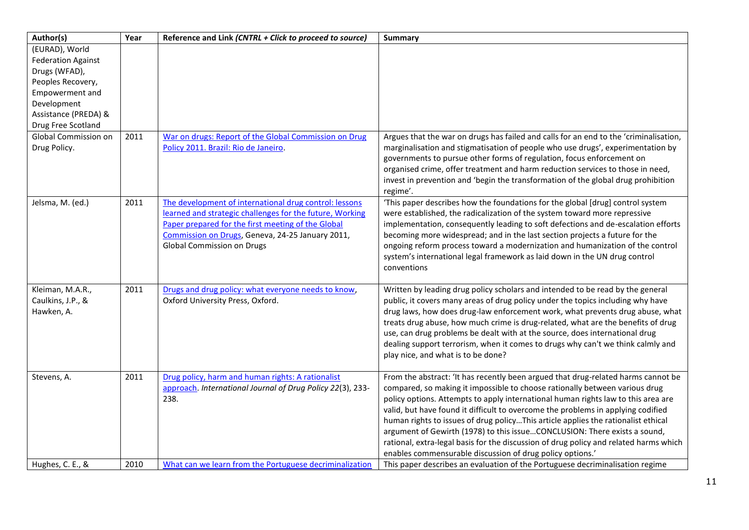| Author(s) | Year | Reference and Link *(CNTRL + Click to proceed to source)* | Summary |
|---|---|---|---|
| (EURAD), World Federation Against Drugs (WFAD), Peoples Recovery, Empowerment and Development Assistance (PREDA) & Drug Free Scotland | | | |
| Global Commission on Drug Policy. | 2011 | War on drugs: Report of the Global Commission on Drug Policy 2011. Brazil: Rio de Janeiro. | Argues that the war on drugs has failed and calls for an end to the 'criminalisation, marginalisation and stigmatisation of people who use drugs', experimentation by governments to pursue other forms of regulation, focus enforcement on organised crime, offer treatment and harm reduction services to those in need, invest in prevention and 'begin the transformation of the global drug prohibition regime'. |
| Jelsma, M. (ed.) | 2011 | The development of international drug control: lessons learned and strategic challenges for the future, Working Paper prepared for the first meeting of the Global Commission on Drugs, Geneva, 24-25 January 2011, Global Commission on Drugs | 'This paper describes how the foundations for the global [drug] control system were established, the radicalization of the system toward more repressive implementation, consequently leading to soft defections and de-escalation efforts becoming more widespread; and in the last section projects a future for the ongoing reform process toward a modernization and humanization of the control system's international legal framework as laid down in the UN drug control conventions |
| Kleiman, M.A.R., Caulkins, J.P., & Hawken, A. | 2011 | Drugs and drug policy: what everyone needs to know, Oxford University Press, Oxford. | Written by leading drug policy scholars and intended to be read by the general public, it covers many areas of drug policy under the topics including why have drug laws, how does drug-law enforcement work, what prevents drug abuse, what treats drug abuse, how much crime is drug-related, what are the benefits of drug use, can drug problems be dealt with at the source, does international drug dealing support terrorism, when it comes to drugs why can't we think calmly and play nice, and what is to be done? |
| Stevens, A. | 2011 | Drug policy, harm and human rights: A rationalist approach. *International Journal of Drug Policy 22*(3), 233-238. | From the abstract: 'It has recently been argued that drug-related harms cannot be compared, so making it impossible to choose rationally between various drug policy options. Attempts to apply international human rights law to this area are valid, but have found it difficult to overcome the problems in applying codified human rights to issues of drug policy…This article applies the rationalist ethical argument of Gewirth (1978) to this issue…CONCLUSION: There exists a sound, rational, extra-legal basis for the discussion of drug policy and related harms which enables commensurable discussion of drug policy options.' |
| Hughes, C. E., & | 2010 | What can we learn from the Portuguese decriminalization | This paper describes an evaluation of the Portuguese decriminalisation regime |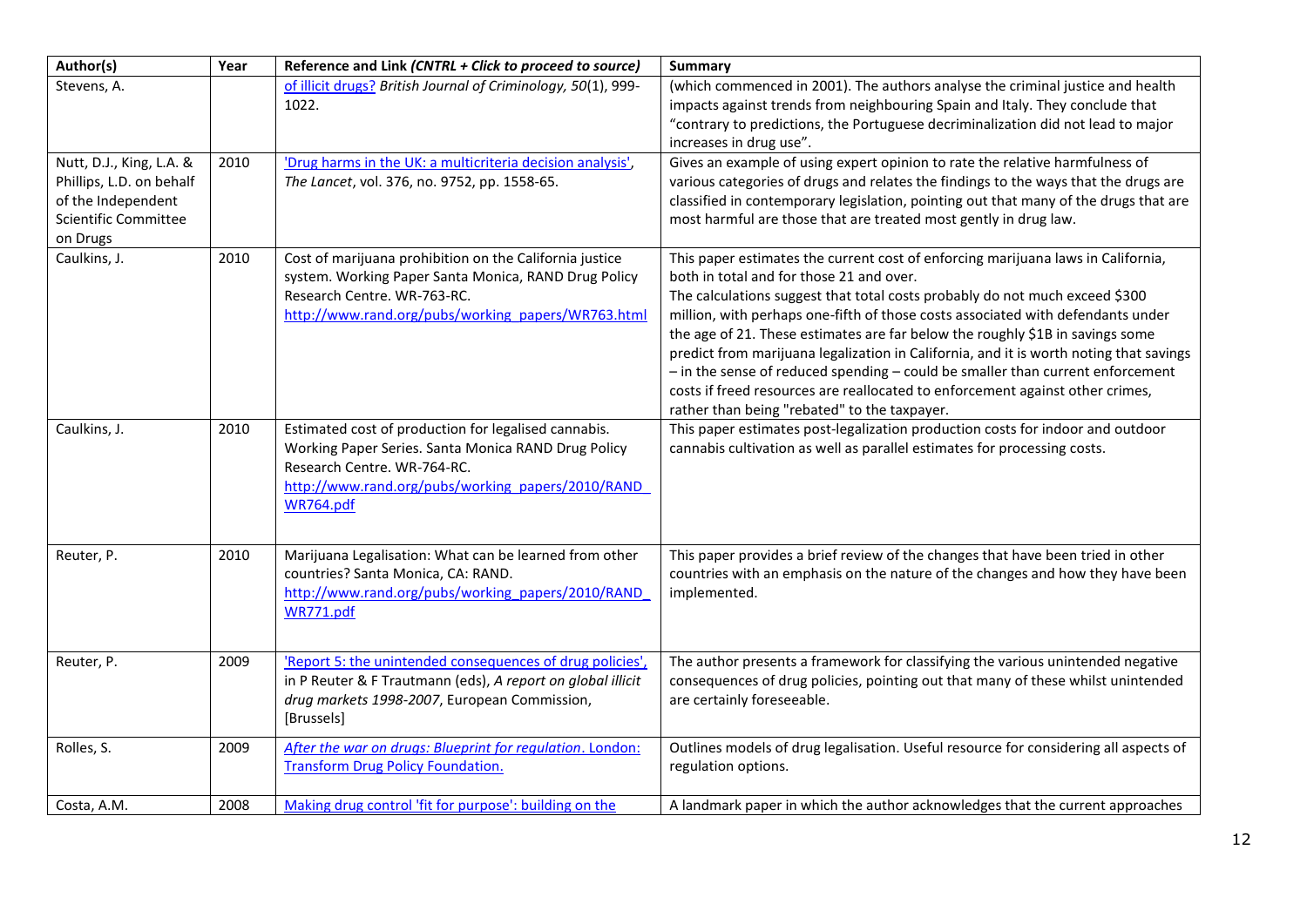| Author(s) | Year | Reference and Link *(CNTRL + Click to proceed to source)* | Summary |
|---|---|---|---|
| Stevens, A. | | of illicit drugs? *British Journal of Criminology, 50*(1), 999-1022. | (which commenced in 2001). The authors analyse the criminal justice and health impacts against trends from neighbouring Spain and Italy. They conclude that "contrary to predictions, the Portuguese decriminalization did not lead to major increases in drug use". |
| Nutt, D.J., King, L.A. & Phillips, L.D. on behalf of the Independent Scientific Committee on Drugs | 2010 | 'Drug harms in the UK: a multicriteria decision analysis', *The Lancet*, vol. 376, no. 9752, pp. 1558-65. | Gives an example of using expert opinion to rate the relative harmfulness of various categories of drugs and relates the findings to the ways that the drugs are classified in contemporary legislation, pointing out that many of the drugs that are most harmful are those that are treated most gently in drug law. |
| Caulkins, J. | 2010 | Cost of marijuana prohibition on the California justice system. Working Paper Santa Monica, RAND Drug Policy Research Centre. WR-763-RC. http://www.rand.org/pubs/working_papers/WR763.html | This paper estimates the current cost of enforcing marijuana laws in California, both in total and for those 21 and over. The calculations suggest that total costs probably do not much exceed $300 million, with perhaps one-fifth of those costs associated with defendants under the age of 21. These estimates are far below the roughly $1B in savings some predict from marijuana legalization in California, and it is worth noting that savings – in the sense of reduced spending – could be smaller than current enforcement costs if freed resources are reallocated to enforcement against other crimes, rather than being "rebated" to the taxpayer. |
| Caulkins, J. | 2010 | Estimated cost of production for legalised cannabis. Working Paper Series. Santa Monica RAND Drug Policy Research Centre. WR-764-RC. http://www.rand.org/pubs/working_papers/2010/RAND_WR764.pdf | This paper estimates post-legalization production costs for indoor and outdoor cannabis cultivation as well as parallel estimates for processing costs. |
| Reuter, P. | 2010 | Marijuana Legalisation: What can be learned from other countries? Santa Monica, CA: RAND. http://www.rand.org/pubs/working_papers/2010/RAND_WR771.pdf | This paper provides a brief review of the changes that have been tried in other countries with an emphasis on the nature of the changes and how they have been implemented. |
| Reuter, P. | 2009 | 'Report 5: the unintended consequences of drug policies', in P Reuter & F Trautmann (eds), *A report on global illicit drug markets 1998-2007*, European Commission, [Brussels] | The author presents a framework for classifying the various unintended negative consequences of drug policies, pointing out that many of these whilst unintended are certainly foreseeable. |
| Rolles, S. | 2009 | *After the war on drugs: Blueprint for regulation*. London: Transform Drug Policy Foundation. | Outlines models of drug legalisation. Useful resource for considering all aspects of regulation options. |
| Costa, A.M. | 2008 | Making drug control 'fit for purpose': building on the | A landmark paper in which the author acknowledges that the current approaches |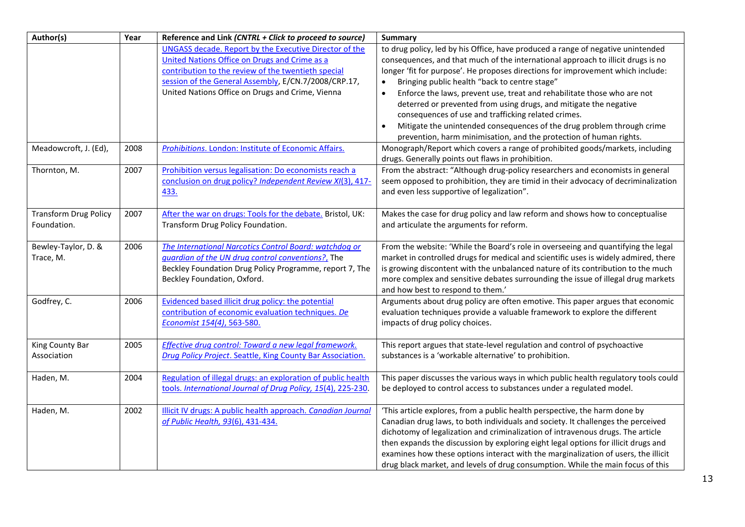| Author(s) | Year | Reference and Link *(CNTRL + Click to proceed to source)* | Summary |
|---|---|---|---|
| | | UNGASS decade. Report by the Executive Director of the United Nations Office on Drugs and Crime as a contribution to the review of the twentieth special session of the General Assembly, E/CN.7/2008/CRP.17, United Nations Office on Drugs and Crime, Vienna | to drug policy, led by his Office, have produced a range of negative unintended consequences, and that much of the international approach to illicit drugs is no longer 'fit for purpose'. He proposes directions for improvement which include: <br>• Bringing public health "back to centre stage" <br>• Enforce the laws, prevent use, treat and rehabilitate those who are not deterred or prevented from using drugs, and mitigate the negative consequences of use and trafficking related crimes. <br>• Mitigate the unintended consequences of the drug problem through crime prevention, harm minimisation, and the protection of human rights. |
| Meadowcroft, J. (Ed), | 2008 | *Prohibitions*. London: Institute of Economic Affairs. | Monograph/Report which covers a range of prohibited goods/markets, including drugs. Generally points out flaws in prohibition. |
| Thornton, M. | 2007 | Prohibition versus legalisation: Do economists reach a conclusion on drug policy? *Independent Review XI*(3), 417-433. | From the abstract: "Although drug-policy researchers and economists in general seem opposed to prohibition, they are timid in their advocacy of decriminalization and even less supportive of legalization". |
| Transform Drug Policy Foundation. | 2007 | After the war on drugs: Tools for the debate. Bristol, UK: Transform Drug Policy Foundation. | Makes the case for drug policy and law reform and shows how to conceptualise and articulate the arguments for reform. |
| Bewley-Taylor, D. & Trace, M. | 2006 | *The International Narcotics Control Board: watchdog or guardian of the UN drug control conventions?*, The Beckley Foundation Drug Policy Programme, report 7, The Beckley Foundation, Oxford. | From the website: 'While the Board's role in overseeing and quantifying the legal market in controlled drugs for medical and scientific uses is widely admired, there is growing discontent with the unbalanced nature of its contribution to the much more complex and sensitive debates surrounding the issue of illegal drug markets and how best to respond to them.' |
| Godfrey, C. | 2006 | Evidenced based illicit drug policy: the potential contribution of economic evaluation techniques. *De Economist 154(4)*, 563-580. | Arguments about drug policy are often emotive. This paper argues that economic evaluation techniques provide a valuable framework to explore the different impacts of drug policy choices. |
| King County Bar Association | 2005 | *Effective drug control: Toward a new legal framework. Drug Policy Project*. Seattle, King County Bar Association. | This report argues that state-level regulation and control of psychoactive substances is a 'workable alternative' to prohibition. |
| Haden, M. | 2004 | Regulation of illegal drugs: an exploration of public health tools. *International Journal of Drug Policy, 15*(4), 225-230. | This paper discusses the various ways in which public health regulatory tools could be deployed to control access to substances under a regulated model. |
| Haden, M. | 2002 | Illicit IV drugs: A public health approach. *Canadian Journal of Public Health, 93*(6), 431-434. | 'This article explores, from a public health perspective, the harm done by Canadian drug laws, to both individuals and society. It challenges the perceived dichotomy of legalization and criminalization of intravenous drugs. The article then expands the discussion by exploring eight legal options for illicit drugs and examines how these options interact with the marginalization of users, the illicit drug black market, and levels of drug consumption. While the main focus of this |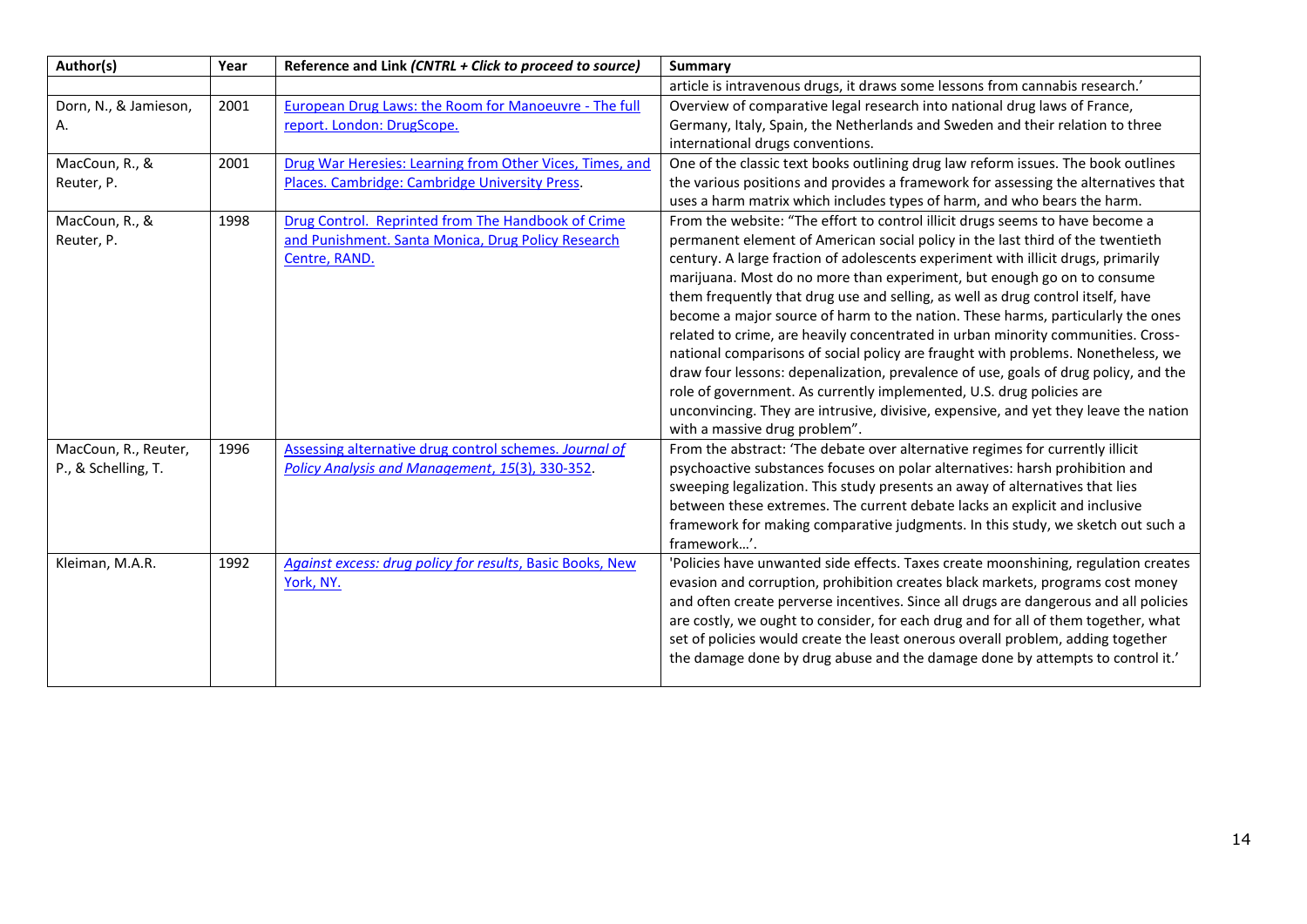| Author(s) | Year | Reference and Link *(CNTRL + Click to proceed to source)* | Summary |
|---|---|---|---|
| | | | article is intravenous drugs, it draws some lessons from cannabis research.' |
| Dorn, N., & Jamieson, A. | 2001 | European Drug Laws: the Room for Manoeuvre - The full report. London: DrugScope. | Overview of comparative legal research into national drug laws of France, Germany, Italy, Spain, the Netherlands and Sweden and their relation to three international drugs conventions. |
| MacCoun, R., & Reuter, P. | 2001 | Drug War Heresies: Learning from Other Vices, Times, and Places. Cambridge: Cambridge University Press. | One of the classic text books outlining drug law reform issues. The book outlines the various positions and provides a framework for assessing the alternatives that uses a harm matrix which includes types of harm, and who bears the harm. |
| MacCoun, R., & Reuter, P. | 1998 | Drug Control. Reprinted from The Handbook of Crime and Punishment. Santa Monica, Drug Policy Research Centre, RAND. | From the website: "The effort to control illicit drugs seems to have become a permanent element of American social policy in the last third of the twentieth century. A large fraction of adolescents experiment with illicit drugs, primarily marijuana. Most do no more than experiment, but enough go on to consume them frequently that drug use and selling, as well as drug control itself, have become a major source of harm to the nation. These harms, particularly the ones related to crime, are heavily concentrated in urban minority communities. Cross-national comparisons of social policy are fraught with problems. Nonetheless, we draw four lessons: depenalization, prevalence of use, goals of drug policy, and the role of government. As currently implemented, U.S. drug policies are unconvincing. They are intrusive, divisive, expensive, and yet they leave the nation with a massive drug problem". |
| MacCoun, R., Reuter, P., & Schelling, T. | 1996 | Assessing alternative drug control schemes. *Journal of Policy Analysis and Management*, *15*(3), 330-352. | From the abstract: 'The debate over alternative regimes for currently illicit psychoactive substances focuses on polar alternatives: harsh prohibition and sweeping legalization. This study presents an away of alternatives that lies between these extremes. The current debate lacks an explicit and inclusive framework for making comparative judgments. In this study, we sketch out such a framework…'. |
| Kleiman, M.A.R. | 1992 | *Against excess: drug policy for results*, Basic Books, New York, NY. | 'Policies have unwanted side effects. Taxes create moonshining, regulation creates evasion and corruption, prohibition creates black markets, programs cost money and often create perverse incentives. Since all drugs are dangerous and all policies are costly, we ought to consider, for each drug and for all of them together, what set of policies would create the least onerous overall problem, adding together the damage done by drug abuse and the damage done by attempts to control it.' |